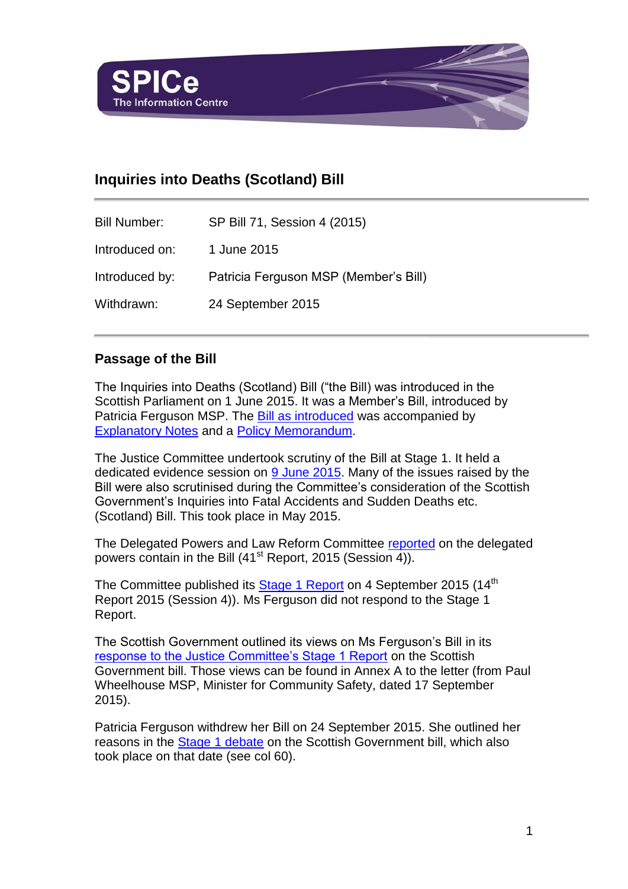SPICe
The Information Centre

# Inquiries into Deaths (Scotland) Bill

| | |
|---|---|
| Bill Number: | SP Bill 71, Session 4 (2015) |
| Introduced on: | 1 June 2015 |
| Introduced by: | Patricia Ferguson MSP (Member's Bill) |
| Withdrawn: | 24 September 2015 |

## Passage of the Bill

The Inquiries into Deaths (Scotland) Bill ("the Bill) was introduced in the Scottish Parliament on 1 June 2015. It was a Member's Bill, introduced by Patricia Ferguson MSP. The Bill as introduced was accompanied by Explanatory Notes and a Policy Memorandum.

The Justice Committee undertook scrutiny of the Bill at Stage 1. It held a dedicated evidence session on 9 June 2015. Many of the issues raised by the Bill were also scrutinised during the Committee's consideration of the Scottish Government's Inquiries into Fatal Accidents and Sudden Deaths etc. (Scotland) Bill. This took place in May 2015.

The Delegated Powers and Law Reform Committee reported on the delegated powers contain in the Bill (41st Report, 2015 (Session 4)).

The Committee published its Stage 1 Report on 4 September 2015 (14th Report 2015 (Session 4)). Ms Ferguson did not respond to the Stage 1 Report.

The Scottish Government outlined its views on Ms Ferguson's Bill in its response to the Justice Committee's Stage 1 Report on the Scottish Government bill. Those views can be found in Annex A to the letter (from Paul Wheelhouse MSP, Minister for Community Safety, dated 17 September 2015).

Patricia Ferguson withdrew her Bill on 24 September 2015. She outlined her reasons in the Stage 1 debate on the Scottish Government bill, which also took place on that date (see col 60).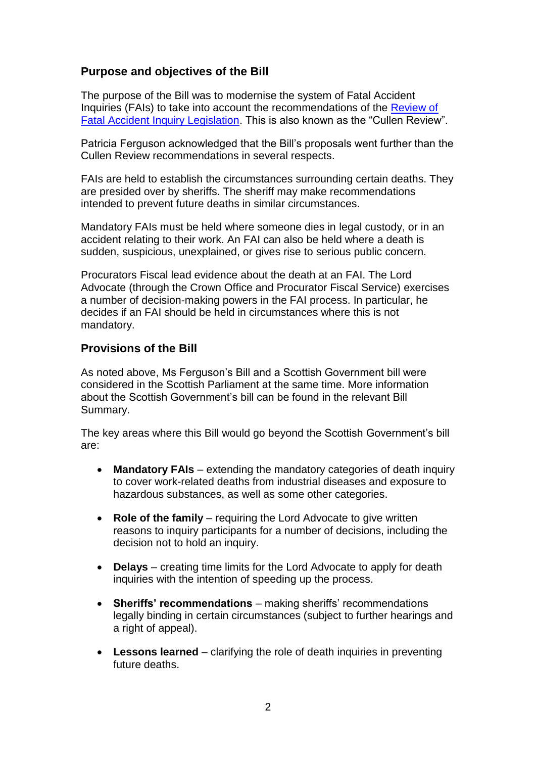## Purpose and objectives of the Bill

The purpose of the Bill was to modernise the system of Fatal Accident Inquiries (FAIs) to take into account the recommendations of the [Review of Fatal Accident Inquiry Legislation](). This is also known as the "Cullen Review".

Patricia Ferguson acknowledged that the Bill's proposals went further than the Cullen Review recommendations in several respects.

FAIs are held to establish the circumstances surrounding certain deaths. They are presided over by sheriffs. The sheriff may make recommendations intended to prevent future deaths in similar circumstances.

Mandatory FAIs must be held where someone dies in legal custody, or in an accident relating to their work. An FAI can also be held where a death is sudden, suspicious, unexplained, or gives rise to serious public concern.

Procurators Fiscal lead evidence about the death at an FAI. The Lord Advocate (through the Crown Office and Procurator Fiscal Service) exercises a number of decision-making powers in the FAI process. In particular, he decides if an FAI should be held in circumstances where this is not mandatory.

## Provisions of the Bill

As noted above, Ms Ferguson's Bill and a Scottish Government bill were considered in the Scottish Parliament at the same time. More information about the Scottish Government's bill can be found in the relevant Bill Summary.

The key areas where this Bill would go beyond the Scottish Government's bill are:

- **Mandatory FAIs** – extending the mandatory categories of death inquiry to cover work-related deaths from industrial diseases and exposure to hazardous substances, as well as some other categories.
- **Role of the family** – requiring the Lord Advocate to give written reasons to inquiry participants for a number of decisions, including the decision not to hold an inquiry.
- **Delays** – creating time limits for the Lord Advocate to apply for death inquiries with the intention of speeding up the process.
- **Sheriffs' recommendations** – making sheriffs' recommendations legally binding in certain circumstances (subject to further hearings and a right of appeal).
- **Lessons learned** – clarifying the role of death inquiries in preventing future deaths.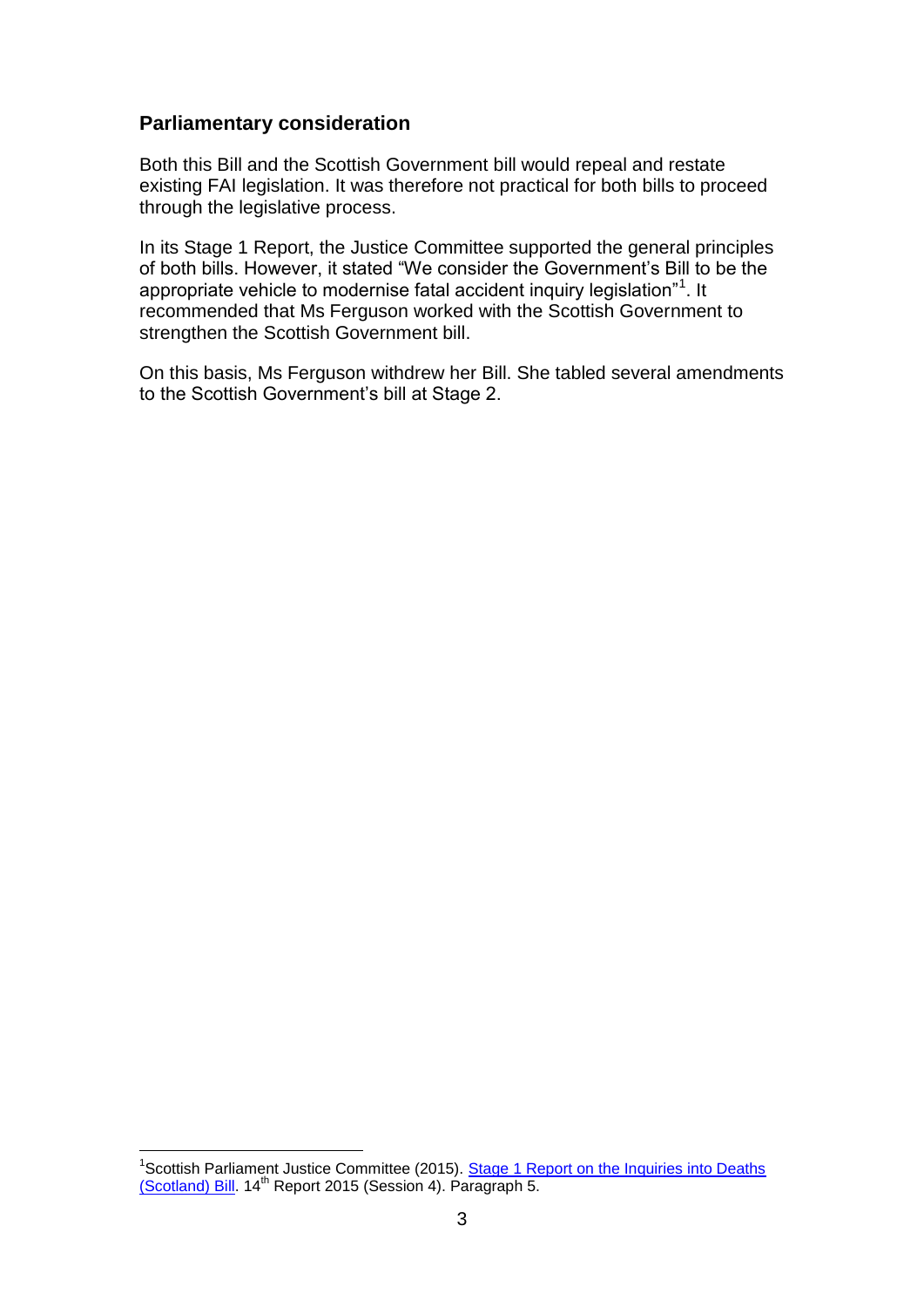## Parliamentary consideration

Both this Bill and the Scottish Government bill would repeal and restate existing FAI legislation. It was therefore not practical for both bills to proceed through the legislative process.

In its Stage 1 Report, the Justice Committee supported the general principles of both bills. However, it stated "We consider the Government's Bill to be the appropriate vehicle to modernise fatal accident inquiry legislation"[1]. It recommended that Ms Ferguson worked with the Scottish Government to strengthen the Scottish Government bill.

On this basis, Ms Ferguson withdrew her Bill. She tabled several amendments to the Scottish Government's bill at Stage 2.

---

[1] Scottish Parliament Justice Committee (2015). [Stage 1 Report on the Inquiries into Deaths (Scotland) Bill](). 14th Report 2015 (Session 4). Paragraph 5.